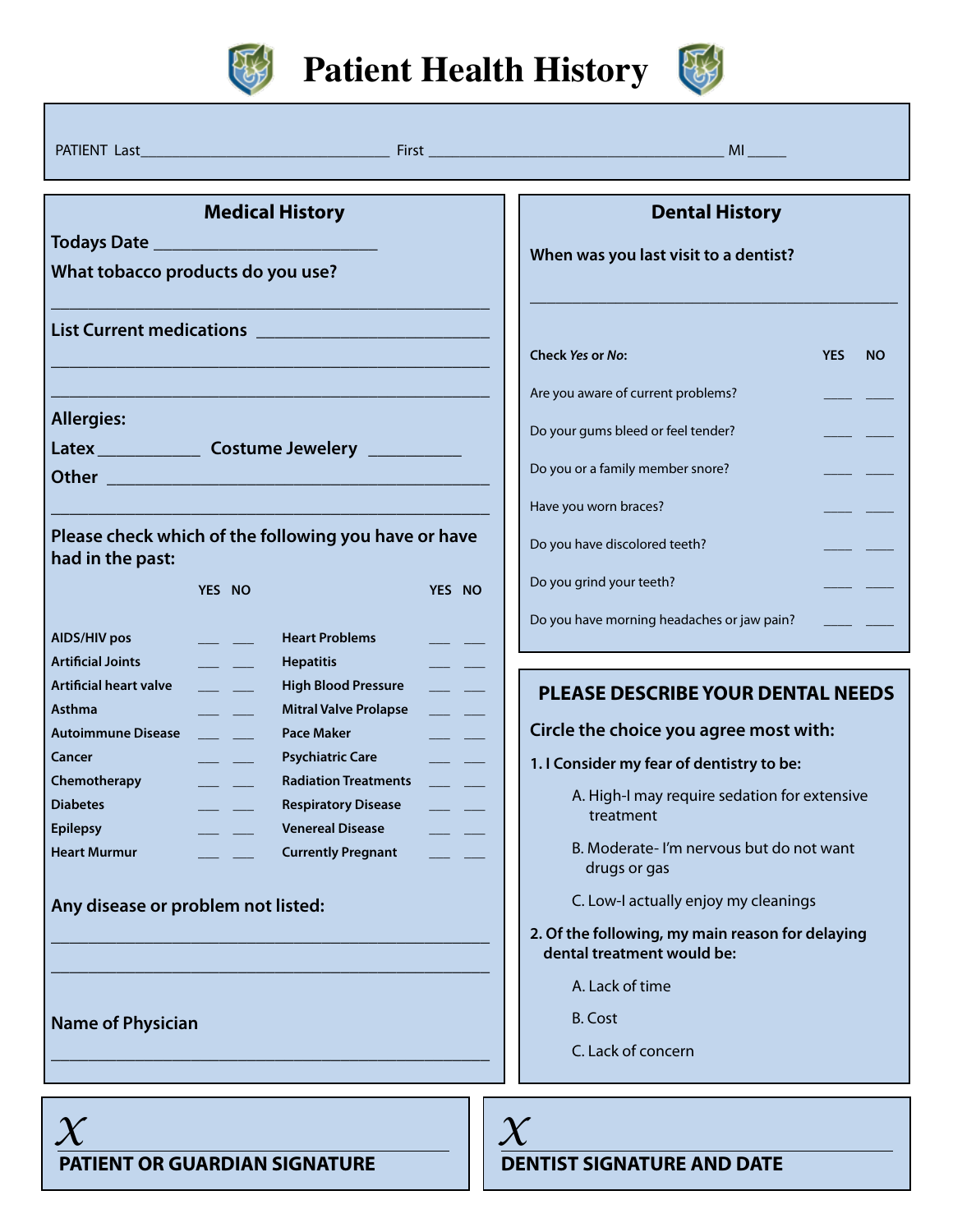# Patient Health History

PATIENT Last_________________________________ First _______________________________________ MI _____

## Medical History

**Todays Date** _________________________

**What tobacco products do you use?**

_________________________________________________

**List Current medications** _________________________

_________________________________________________

_________________________________________________

**Allergies:**

**Latex** ___________ **Costume Jewelery** __________

**Other** _________________________________________

_________________________________________________

**Please check which of the following you have or have had in the past:**

| | YES | NO | | YES | NO |
|---|---|---|---|---|---|
| AIDS/HIV pos | ___ | ___ | Heart Problems | ___ | ___ |
| Artificial Joints | ___ | ___ | Hepatitis | ___ | ___ |
| Artificial heart valve | ___ | ___ | High Blood Pressure | ___ | ___ |
| Asthma | ___ | ___ | Mitral Valve Prolapse | ___ | ___ |
| Autoimmune Disease | ___ | ___ | Pace Maker | ___ | ___ |
| Cancer | ___ | ___ | Psychiatric Care | ___ | ___ |
| Chemotherapy | ___ | ___ | Radiation Treatments | ___ | ___ |
| Diabetes | ___ | ___ | Respiratory Disease | ___ | ___ |
| Epilepsy | ___ | ___ | Venereal Disease | ___ | ___ |
| Heart Murmur | ___ | ___ | Currently Pregnant | ___ | ___ |

**Any disease or problem not listed:**

_________________________________________________

_________________________________________________

**Name of Physician**

_________________________________________________

## Dental History

**When was you last visit to a dentist?**

_____________________________________________

| Check *Yes* or *No*: | YES | NO |
|---|---|---|
| Are you aware of current problems? | ____ | ____ |
| Do your gums bleed or feel tender? | ____ | ____ |
| Do you or a family member snore? | ____ | ____ |
| Have you worn braces? | ____ | ____ |
| Do you have discolored teeth? | ____ | ____ |
| Do you grind your teeth? | ____ | ____ |
| Do you have morning headaches or jaw pain? | ____ | ____ |

## PLEASE DESCRIBE YOUR DENTAL NEEDS

**Circle the choice you agree most with:**

**1. I Consider my fear of dentistry to be:**

A. High-I may require sedation for extensive treatment

B. Moderate- I'm nervous but do not want drugs or gas

C. Low-I actually enjoy my cleanings

**2. Of the following, my main reason for delaying dental treatment would be:**

A. Lack of time

B. Cost

C. Lack of concern

*X* _________________________________________

**PATIENT OR GUARDIAN SIGNATURE**

*X* _________________________________________

**DENTIST SIGNATURE AND DATE**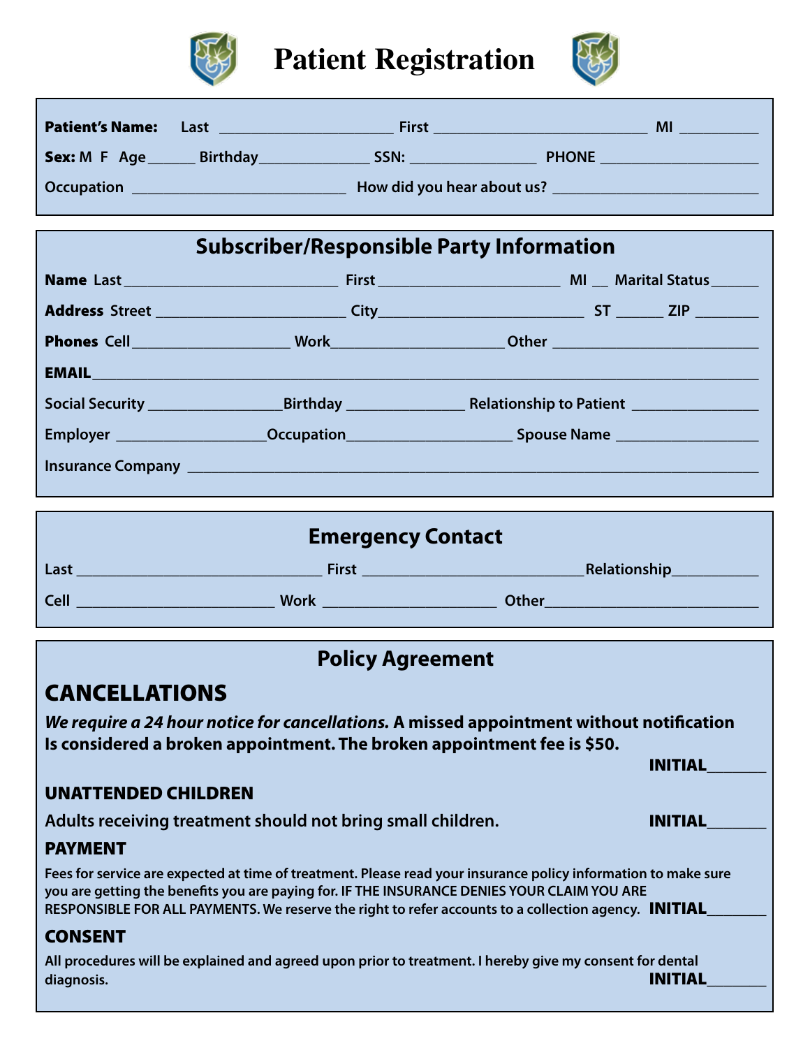# Patient Registration

**Patient's Name:** Last ______________________ First __________________________ MI __________

**Sex:** M F Age______ Birthday______________ SSN: ________________ PHONE ____________________

Occupation ___________________________ How did you hear about us? __________________________

## Subscriber/Responsible Party Information

**Name** Last ___________________________ First _______________________ MI __ Marital Status ______

**Address** Street ________________________ City__________________________ ST ______ ZIP ________

**Phones** Cell ____________________ Work _____________________ Other _________________________

**EMAIL**_______________________________________________________________________________

Social Security _________________Birthday _______________ Relationship to Patient ________________

Employer __________________Occupation____________________ Spouse Name __________________

Insurance Company __________________________________________________________________

## Emergency Contact

Last _______________________________ First ____________________________Relationship___________

Cell _________________________ Work ______________________ Other___________________________

## Policy Agreement

### CANCELLATIONS

***We require a 24 hour notice for cancellations.*** **A missed appointment without notification Is considered a broken appointment. The broken appointment fee is $50.**

**INITIAL**_______

### UNATTENDED CHILDREN

Adults receiving treatment should not bring small children. **INITIAL**_______

### PAYMENT

Fees for service are expected at time of treatment. Please read your insurance policy information to make sure you are getting the benefits you are paying for. IF THE INSURANCE DENIES YOUR CLAIM YOU ARE RESPONSIBLE FOR ALL PAYMENTS. We reserve the right to refer accounts to a collection agency. **INITIAL**_______

### CONSENT

All procedures will be explained and agreed upon prior to treatment. I hereby give my consent for dental diagnosis. **INITIAL**_______